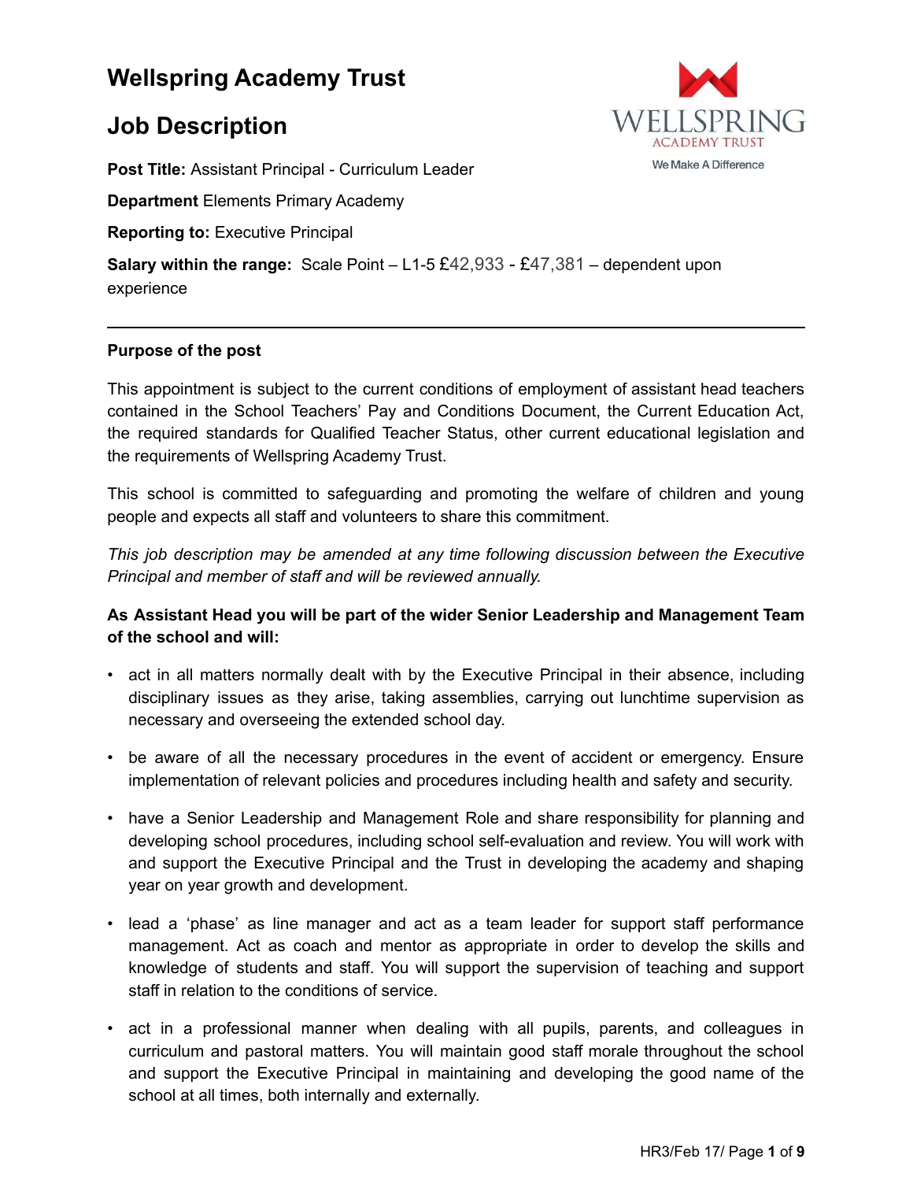# Wellspring Academy Trust

## Job Description

**Post Title:** Assistant Principal - Curriculum Leader

**Department** Elements Primary Academy

**Reporting to:** Executive Principal

**Salary within the range:** Scale Point – L1-5 £42,933 - £47,381 – dependent upon experience

---

**Purpose of the post**

This appointment is subject to the current conditions of employment of assistant head teachers contained in the School Teachers' Pay and Conditions Document, the Current Education Act, the required standards for Qualified Teacher Status, other current educational legislation and the requirements of Wellspring Academy Trust.

This school is committed to safeguarding and promoting the welfare of children and young people and expects all staff and volunteers to share this commitment.

*This job description may be amended at any time following discussion between the Executive Principal and member of staff and will be reviewed annually.*

**As Assistant Head you will be part of the wider Senior Leadership and Management Team of the school and will:**

- act in all matters normally dealt with by the Executive Principal in their absence, including disciplinary issues as they arise, taking assemblies, carrying out lunchtime supervision as necessary and overseeing the extended school day.
- be aware of all the necessary procedures in the event of accident or emergency. Ensure implementation of relevant policies and procedures including health and safety and security.
- have a Senior Leadership and Management Role and share responsibility for planning and developing school procedures, including school self-evaluation and review. You will work with and support the Executive Principal and the Trust in developing the academy and shaping year on year growth and development.
- lead a 'phase' as line manager and act as a team leader for support staff performance management. Act as coach and mentor as appropriate in order to develop the skills and knowledge of students and staff. You will support the supervision of teaching and support staff in relation to the conditions of service.
- act in a professional manner when dealing with all pupils, parents, and colleagues in curriculum and pastoral matters. You will maintain good staff morale throughout the school and support the Executive Principal in maintaining and developing the good name of the school at all times, both internally and externally.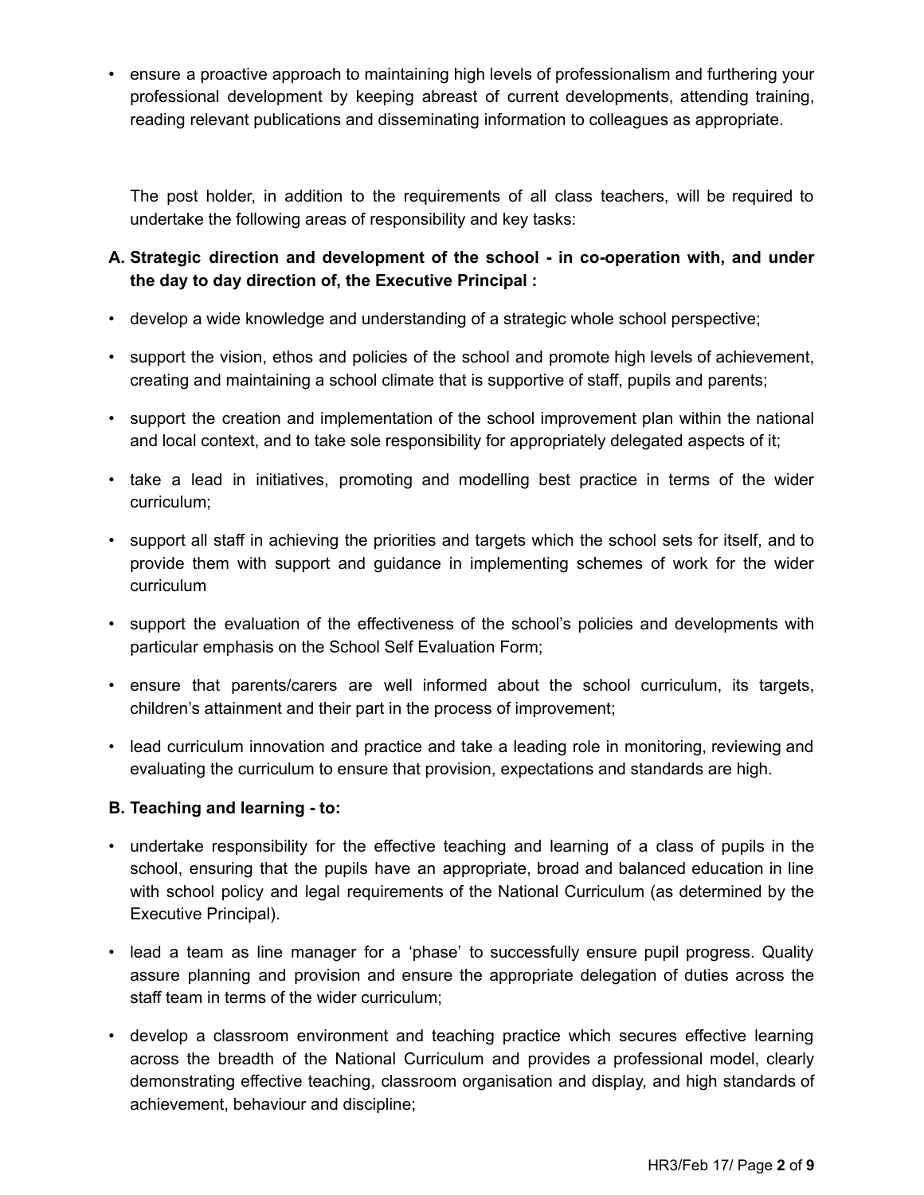- ensure a proactive approach to maintaining high levels of professionalism and furthering your professional development by keeping abreast of current developments, attending training, reading relevant publications and disseminating information to colleagues as appropriate.

The post holder, in addition to the requirements of all class teachers, will be required to undertake the following areas of responsibility and key tasks:

**A. Strategic direction and development of the school - in co-operation with, and under the day to day direction of, the Executive Principal :**

- develop a wide knowledge and understanding of a strategic whole school perspective;
- support the vision, ethos and policies of the school and promote high levels of achievement, creating and maintaining a school climate that is supportive of staff, pupils and parents;
- support the creation and implementation of the school improvement plan within the national and local context, and to take sole responsibility for appropriately delegated aspects of it;
- take a lead in initiatives, promoting and modelling best practice in terms of the wider curriculum;
- support all staff in achieving the priorities and targets which the school sets for itself, and to provide them with support and guidance in implementing schemes of work for the wider curriculum
- support the evaluation of the effectiveness of the school's policies and developments with particular emphasis on the School Self Evaluation Form;
- ensure that parents/carers are well informed about the school curriculum, its targets, children's attainment and their part in the process of improvement;
- lead curriculum innovation and practice and take a leading role in monitoring, reviewing and evaluating the curriculum to ensure that provision, expectations and standards are high.

**B. Teaching and learning - to:**

- undertake responsibility for the effective teaching and learning of a class of pupils in the school, ensuring that the pupils have an appropriate, broad and balanced education in line with school policy and legal requirements of the National Curriculum (as determined by the Executive Principal).
- lead a team as line manager for a 'phase' to successfully ensure pupil progress. Quality assure planning and provision and ensure the appropriate delegation of duties across the staff team in terms of the wider curriculum;
- develop a classroom environment and teaching practice which secures effective learning across the breadth of the National Curriculum and provides a professional model, clearly demonstrating effective teaching, classroom organisation and display, and high standards of achievement, behaviour and discipline;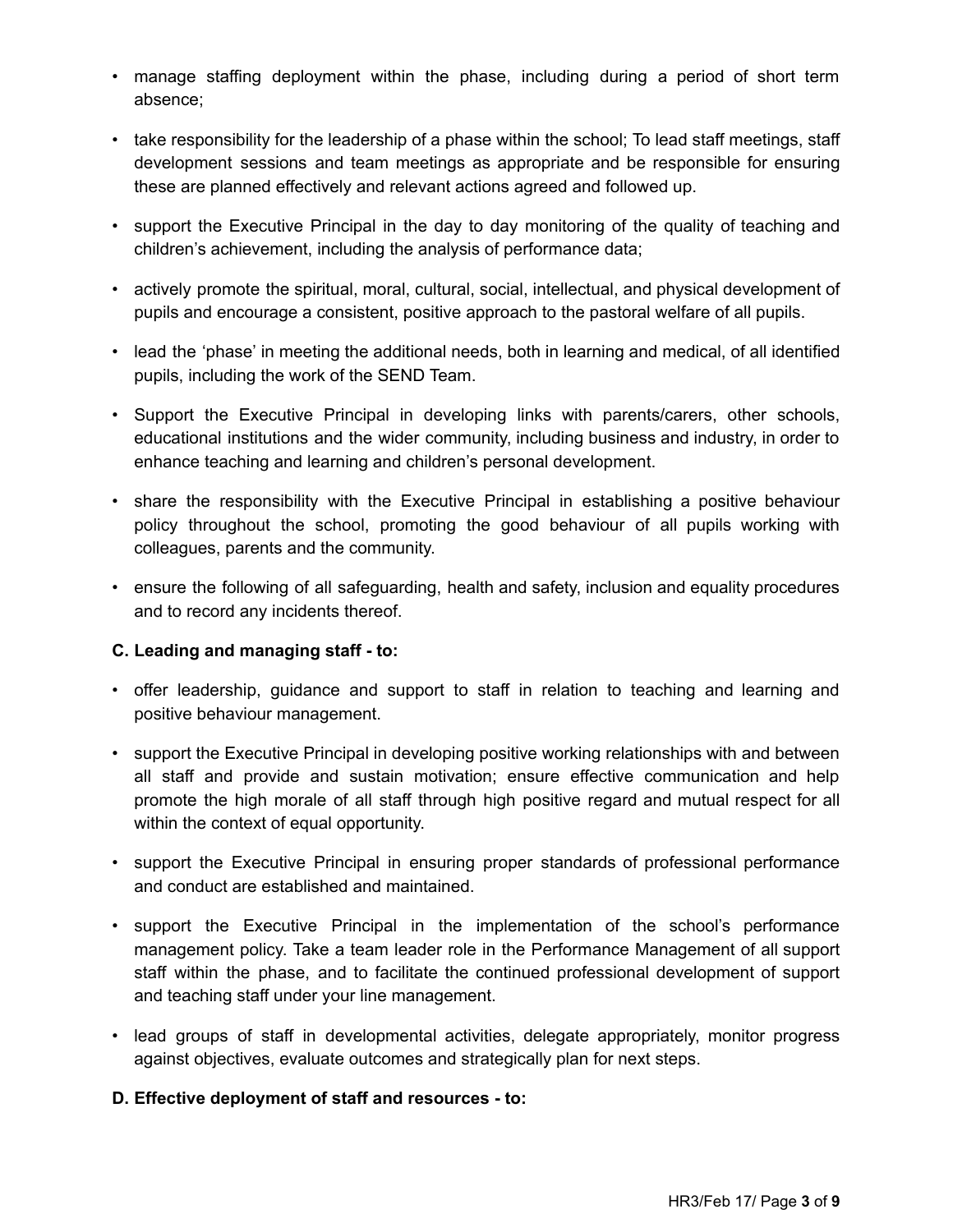- manage staffing deployment within the phase, including during a period of short term absence;
- take responsibility for the leadership of a phase within the school; To lead staff meetings, staff development sessions and team meetings as appropriate and be responsible for ensuring these are planned effectively and relevant actions agreed and followed up.
- support the Executive Principal in the day to day monitoring of the quality of teaching and children's achievement, including the analysis of performance data;
- actively promote the spiritual, moral, cultural, social, intellectual, and physical development of pupils and encourage a consistent, positive approach to the pastoral welfare of all pupils.
- lead the 'phase' in meeting the additional needs, both in learning and medical, of all identified pupils, including the work of the SEND Team.
- Support the Executive Principal in developing links with parents/carers, other schools, educational institutions and the wider community, including business and industry, in order to enhance teaching and learning and children's personal development.
- share the responsibility with the Executive Principal in establishing a positive behaviour policy throughout the school, promoting the good behaviour of all pupils working with colleagues, parents and the community.
- ensure the following of all safeguarding, health and safety, inclusion and equality procedures and to record any incidents thereof.

**C. Leading and managing staff - to:**

- offer leadership, guidance and support to staff in relation to teaching and learning and positive behaviour management.
- support the Executive Principal in developing positive working relationships with and between all staff and provide and sustain motivation; ensure effective communication and help promote the high morale of all staff through high positive regard and mutual respect for all within the context of equal opportunity.
- support the Executive Principal in ensuring proper standards of professional performance and conduct are established and maintained.
- support the Executive Principal in the implementation of the school's performance management policy. Take a team leader role in the Performance Management of all support staff within the phase, and to facilitate the continued professional development of support and teaching staff under your line management.
- lead groups of staff in developmental activities, delegate appropriately, monitor progress against objectives, evaluate outcomes and strategically plan for next steps.

**D. Effective deployment of staff and resources - to:**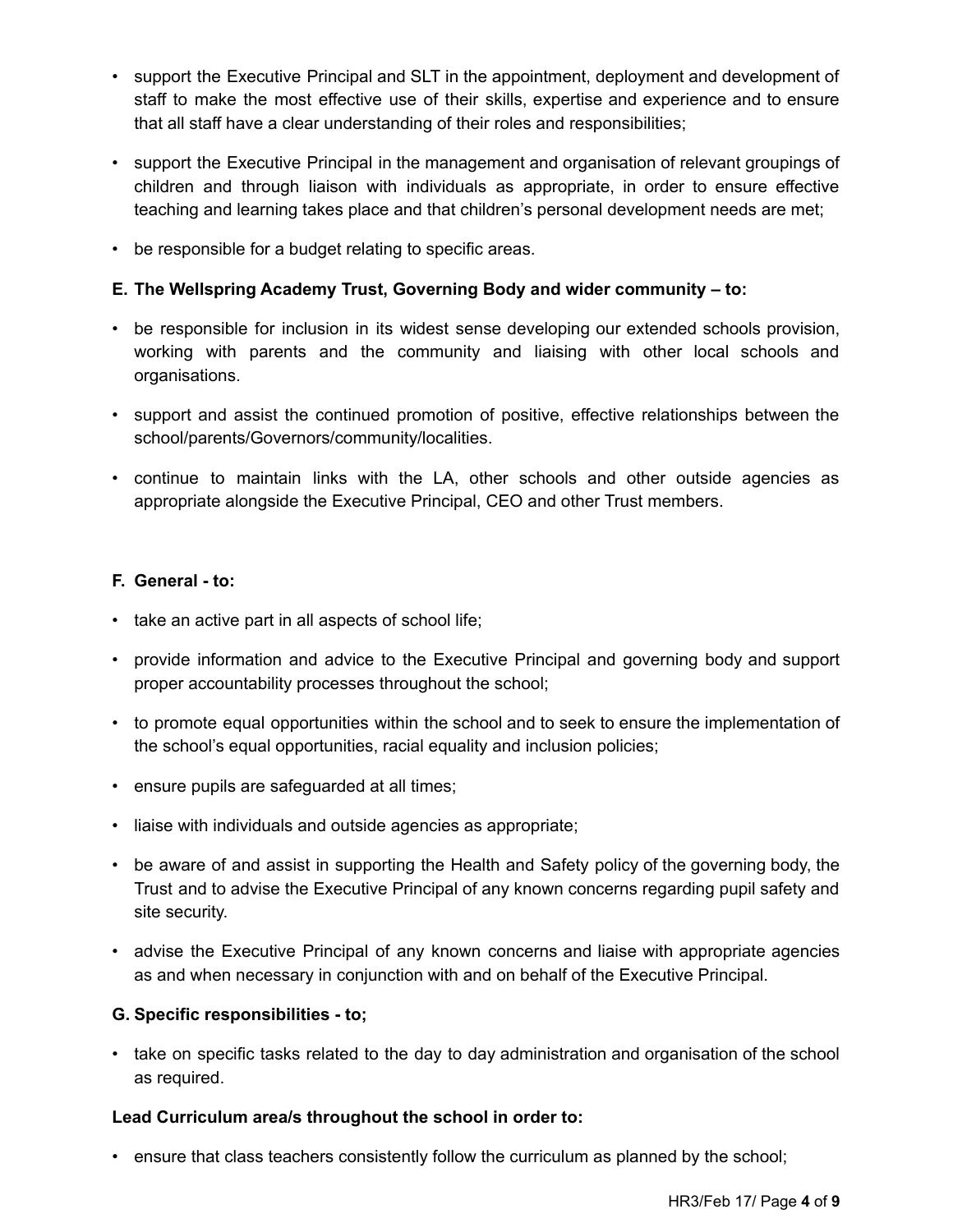- support the Executive Principal and SLT in the appointment, deployment and development of staff to make the most effective use of their skills, expertise and experience and to ensure that all staff have a clear understanding of their roles and responsibilities;
- support the Executive Principal in the management and organisation of relevant groupings of children and through liaison with individuals as appropriate, in order to ensure effective teaching and learning takes place and that children's personal development needs are met;
- be responsible for a budget relating to specific areas.

**E. The Wellspring Academy Trust, Governing Body and wider community – to:**

- be responsible for inclusion in its widest sense developing our extended schools provision, working with parents and the community and liaising with other local schools and organisations.
- support and assist the continued promotion of positive, effective relationships between the school/parents/Governors/community/localities.
- continue to maintain links with the LA, other schools and other outside agencies as appropriate alongside the Executive Principal, CEO and other Trust members.

**F. General - to:**

- take an active part in all aspects of school life;
- provide information and advice to the Executive Principal and governing body and support proper accountability processes throughout the school;
- to promote equal opportunities within the school and to seek to ensure the implementation of the school's equal opportunities, racial equality and inclusion policies;
- ensure pupils are safeguarded at all times;
- liaise with individuals and outside agencies as appropriate;
- be aware of and assist in supporting the Health and Safety policy of the governing body, the Trust and to advise the Executive Principal of any known concerns regarding pupil safety and site security.
- advise the Executive Principal of any known concerns and liaise with appropriate agencies as and when necessary in conjunction with and on behalf of the Executive Principal.

**G. Specific responsibilities - to;**

- take on specific tasks related to the day to day administration and organisation of the school as required.

**Lead Curriculum area/s throughout the school in order to:**

- ensure that class teachers consistently follow the curriculum as planned by the school;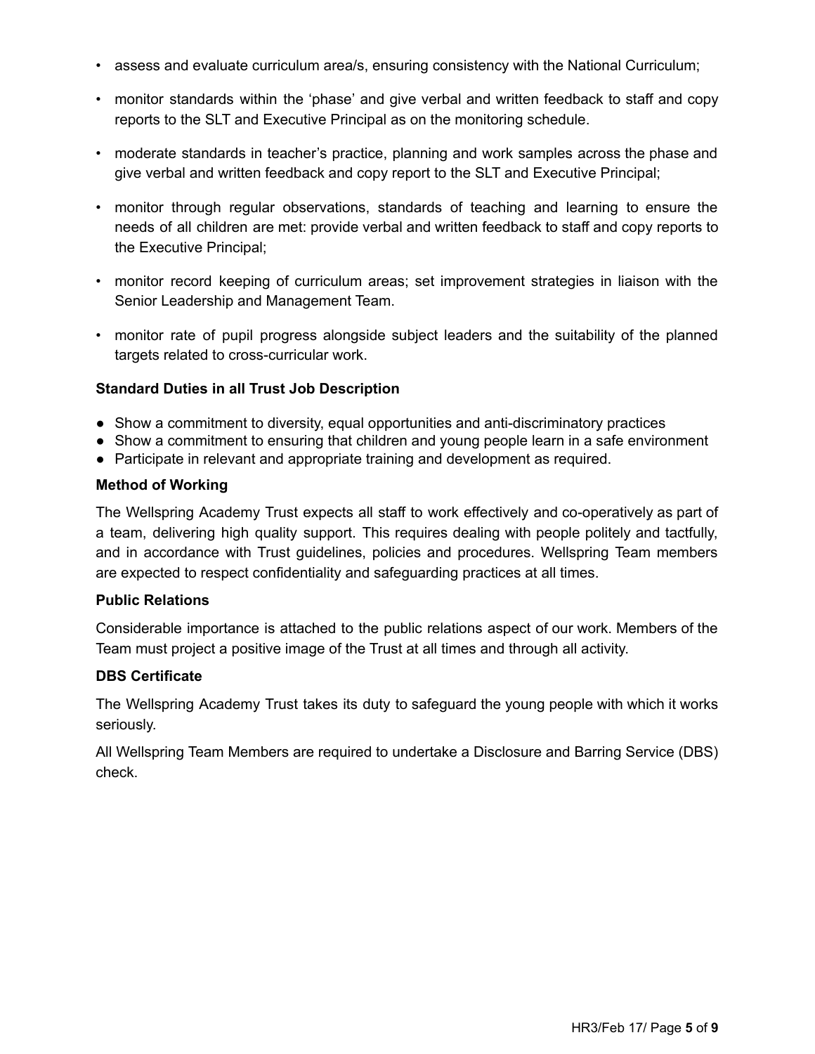- assess and evaluate curriculum area/s, ensuring consistency with the National Curriculum;
- monitor standards within the 'phase' and give verbal and written feedback to staff and copy reports to the SLT and Executive Principal as on the monitoring schedule.
- moderate standards in teacher's practice, planning and work samples across the phase and give verbal and written feedback and copy report to the SLT and Executive Principal;
- monitor through regular observations, standards of teaching and learning to ensure the needs of all children are met: provide verbal and written feedback to staff and copy reports to the Executive Principal;
- monitor record keeping of curriculum areas; set improvement strategies in liaison with the Senior Leadership and Management Team.
- monitor rate of pupil progress alongside subject leaders and the suitability of the planned targets related to cross-curricular work.

**Standard Duties in all Trust Job Description**

- Show a commitment to diversity, equal opportunities and anti-discriminatory practices
- Show a commitment to ensuring that children and young people learn in a safe environment
- Participate in relevant and appropriate training and development as required.

**Method of Working**

The Wellspring Academy Trust expects all staff to work effectively and co-operatively as part of a team, delivering high quality support. This requires dealing with people politely and tactfully, and in accordance with Trust guidelines, policies and procedures. Wellspring Team members are expected to respect confidentiality and safeguarding practices at all times.

**Public Relations**

Considerable importance is attached to the public relations aspect of our work. Members of the Team must project a positive image of the Trust at all times and through all activity.

**DBS Certificate**

The Wellspring Academy Trust takes its duty to safeguard the young people with which it works seriously.

All Wellspring Team Members are required to undertake a Disclosure and Barring Service (DBS) check.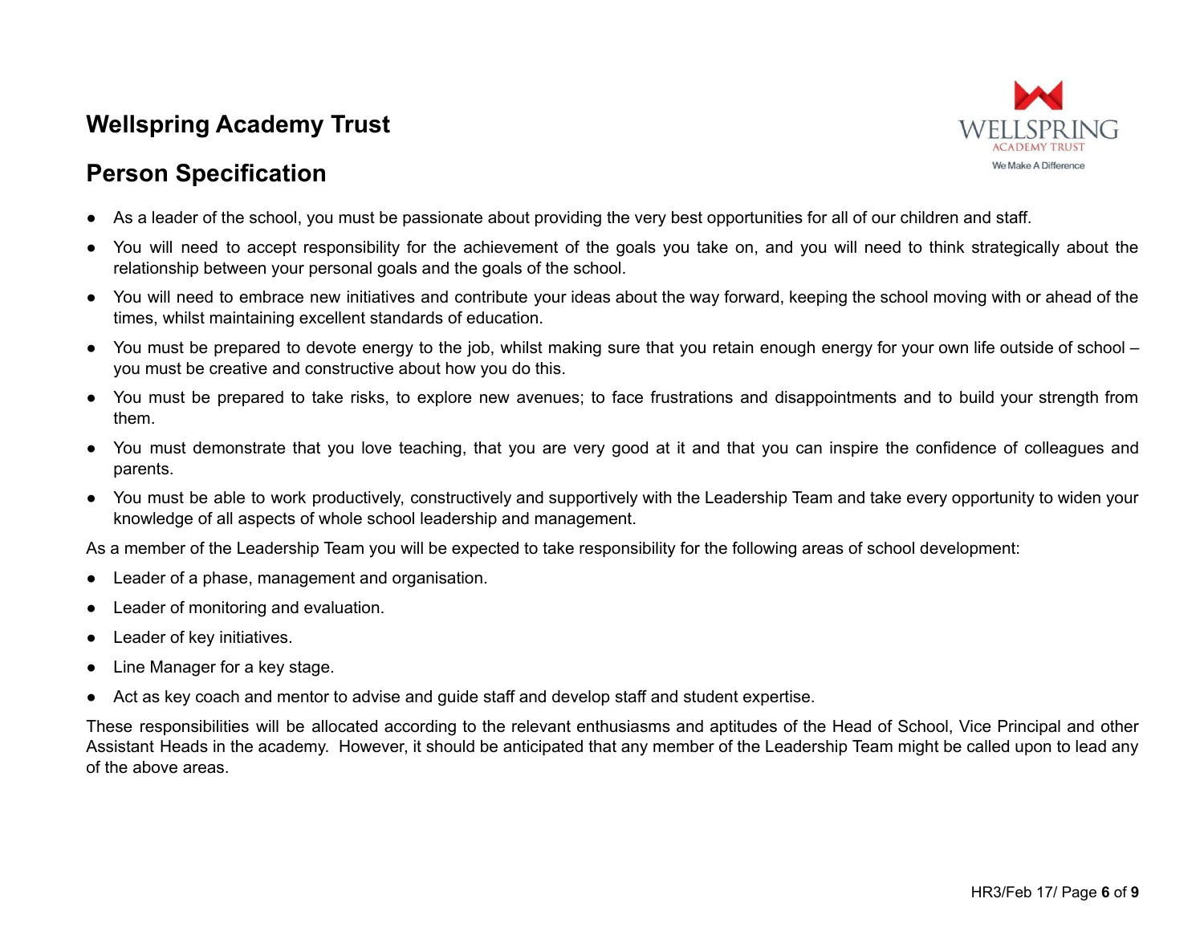# Wellspring Academy Trust

## Person Specification

- As a leader of the school, you must be passionate about providing the very best opportunities for all of our children and staff.
- You will need to accept responsibility for the achievement of the goals you take on, and you will need to think strategically about the relationship between your personal goals and the goals of the school.
- You will need to embrace new initiatives and contribute your ideas about the way forward, keeping the school moving with or ahead of the times, whilst maintaining excellent standards of education.
- You must be prepared to devote energy to the job, whilst making sure that you retain enough energy for your own life outside of school – you must be creative and constructive about how you do this.
- You must be prepared to take risks, to explore new avenues; to face frustrations and disappointments and to build your strength from them.
- You must demonstrate that you love teaching, that you are very good at it and that you can inspire the confidence of colleagues and parents.
- You must be able to work productively, constructively and supportively with the Leadership Team and take every opportunity to widen your knowledge of all aspects of whole school leadership and management.

As a member of the Leadership Team you will be expected to take responsibility for the following areas of school development:

- Leader of a phase, management and organisation.
- Leader of monitoring and evaluation.
- Leader of key initiatives.
- Line Manager for a key stage.
- Act as key coach and mentor to advise and guide staff and develop staff and student expertise.

These responsibilities will be allocated according to the relevant enthusiasms and aptitudes of the Head of School, Vice Principal and other Assistant Heads in the academy. However, it should be anticipated that any member of the Leadership Team might be called upon to lead any of the above areas.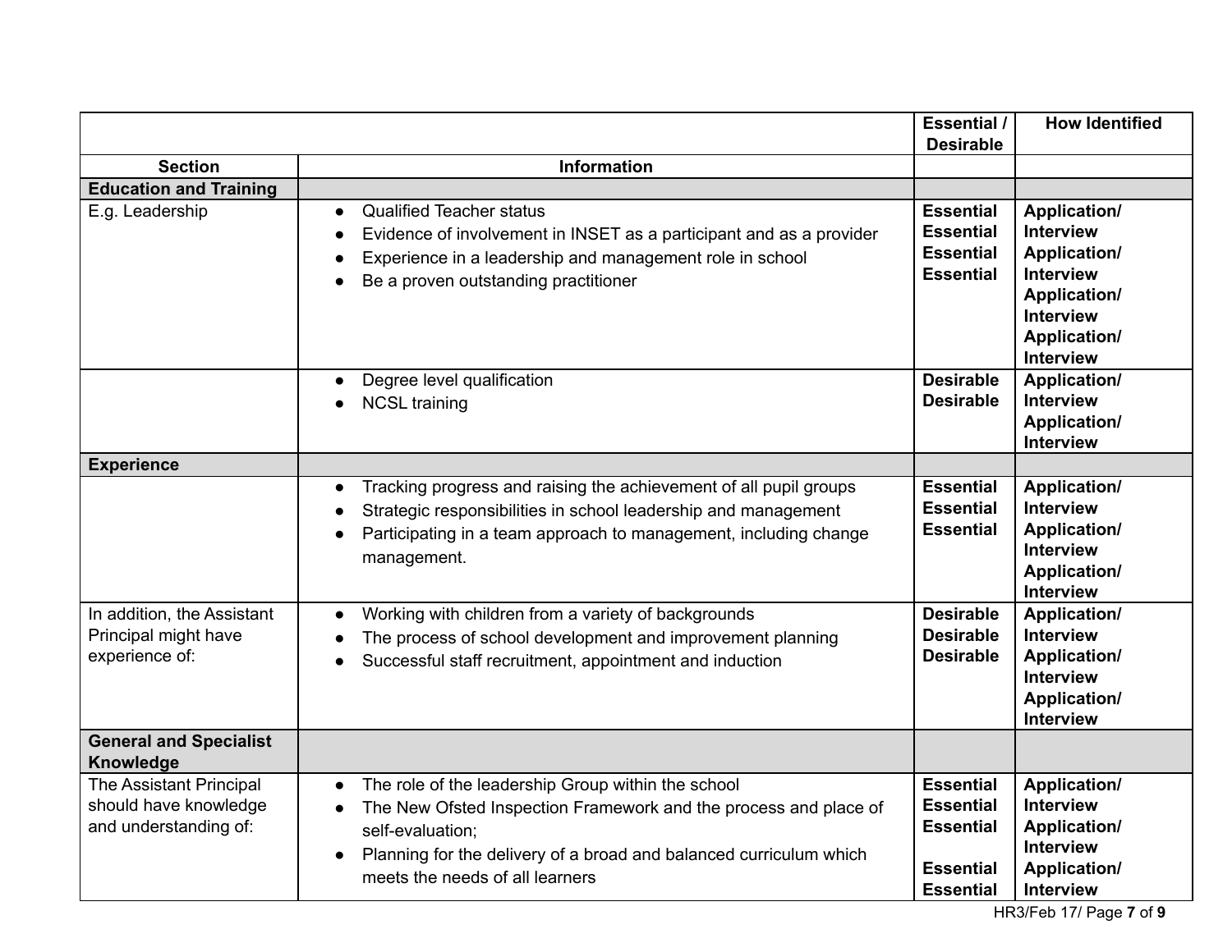| Section | Information | Essential / Desirable | How Identified |
|---|---|---|---|
| **Education and Training** | | | |
| E.g. Leadership | • Qualified Teacher status<br>• Evidence of involvement in INSET as a participant and as a provider<br>• Experience in a leadership and management role in school<br>• Be a proven outstanding practitioner | **Essential**<br>**Essential**<br>**Essential**<br>**Essential** | **Application/ Interview**<br>**Application/ Interview**<br>**Application/ Interview**<br>**Application/ Interview** |
| | • Degree level qualification<br>• NCSL training | **Desirable**<br>**Desirable** | **Application/ Interview**<br>**Application/ Interview** |
| **Experience** | | | |
| | • Tracking progress and raising the achievement of all pupil groups<br>• Strategic responsibilities in school leadership and management<br>• Participating in a team approach to management, including change management. | **Essential**<br>**Essential**<br>**Essential** | **Application/ Interview**<br>**Application/ Interview**<br>**Application/ Interview** |
| In addition, the Assistant Principal might have experience of: | • Working with children from a variety of backgrounds<br>• The process of school development and improvement planning<br>• Successful staff recruitment, appointment and induction | **Desirable**<br>**Desirable**<br>**Desirable** | **Application/ Interview**<br>**Application/ Interview**<br>**Application/ Interview** |
| **General and Specialist Knowledge** | | | |
| The Assistant Principal should have knowledge and understanding of: | • The role of the leadership Group within the school<br>• The New Ofsted Inspection Framework and the process and place of self-evaluation;<br>• Planning for the delivery of a broad and balanced curriculum which meets the needs of all learners | **Essential**<br>**Essential**<br>**Essential**<br>**Essential**<br>**Essential** | **Application/ Interview**<br>**Application/ Interview**<br>**Application/ Interview** |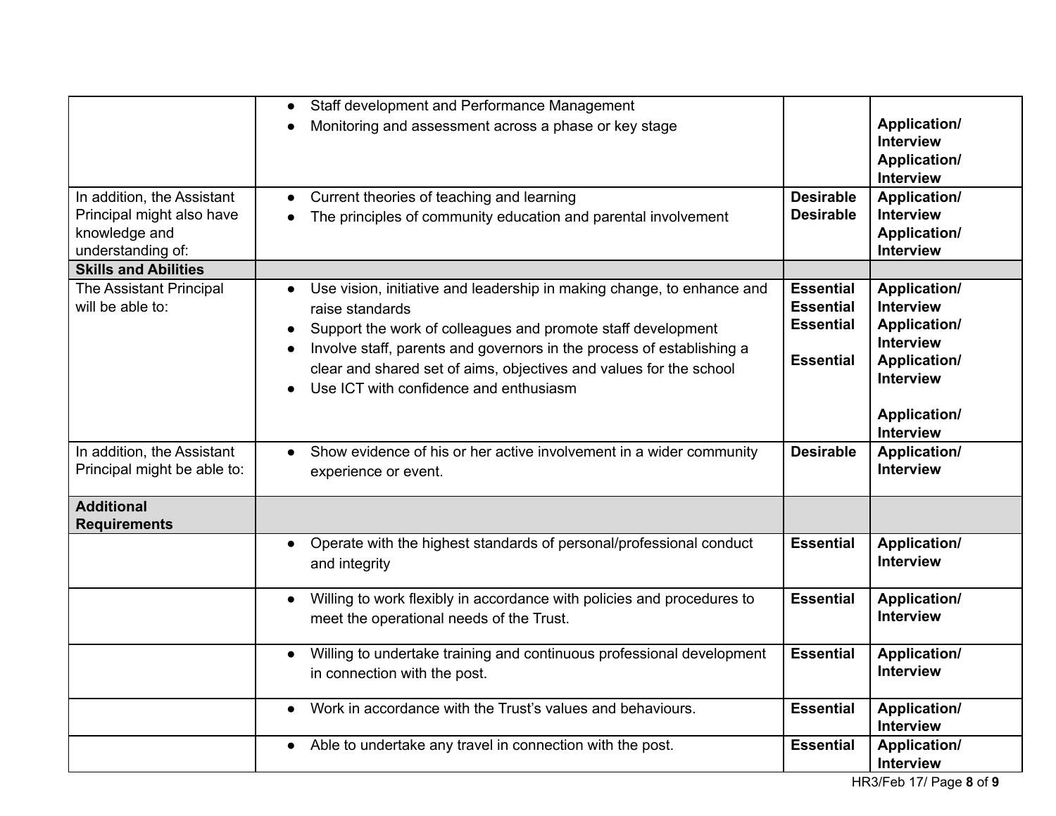| | | | |
|---|---|---|---|
| | • Staff development and Performance Management<br>• Monitoring and assessment across a phase or key stage | | **Application/ Interview**<br>**Application/ Interview** |
| In addition, the Assistant Principal might also have knowledge and understanding of: | • Current theories of teaching and learning<br>• The principles of community education and parental involvement | **Desirable**<br>**Desirable** | **Application/ Interview**<br>**Application/ Interview** |
| **Skills and Abilities** | | | |
| The Assistant Principal will be able to: | • Use vision, initiative and leadership in making change, to enhance and raise standards<br>• Support the work of colleagues and promote staff development<br>• Involve staff, parents and governors in the process of establishing a clear and shared set of aims, objectives and values for the school<br>• Use ICT with confidence and enthusiasm | **Essential**<br>**Essential**<br>**Essential**<br>**Essential** | **Application/ Interview**<br>**Application/ Interview**<br>**Application/ Interview**<br>**Application/ Interview** |
| In addition, the Assistant Principal might be able to: | • Show evidence of his or her active involvement in a wider community experience or event. | **Desirable** | **Application/ Interview** |
| **Additional Requirements** | | | |
| | • Operate with the highest standards of personal/professional conduct and integrity | **Essential** | **Application/ Interview** |
| | • Willing to work flexibly in accordance with policies and procedures to meet the operational needs of the Trust. | **Essential** | **Application/ Interview** |
| | • Willing to undertake training and continuous professional development in connection with the post. | **Essential** | **Application/ Interview** |
| | • Work in accordance with the Trust's values and behaviours. | **Essential** | **Application/ Interview** |
| | • Able to undertake any travel in connection with the post. | **Essential** | **Application/ Interview** |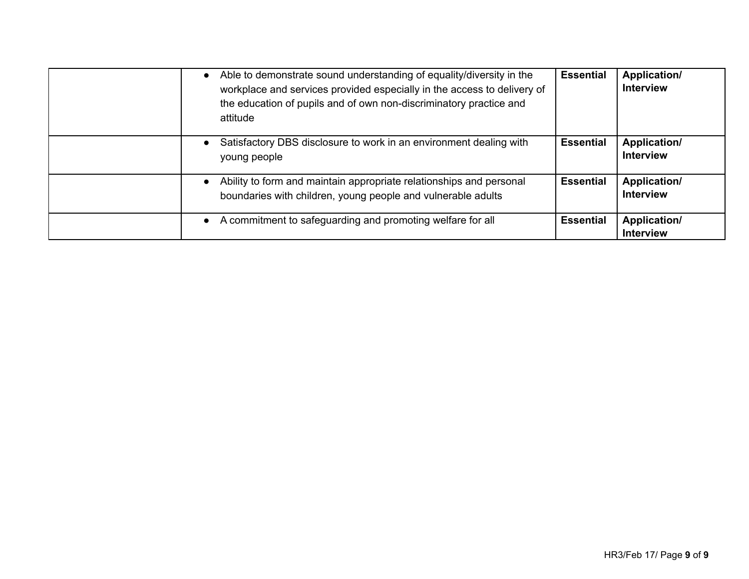| | | | |
|---|---|---|---|
| | • Able to demonstrate sound understanding of equality/diversity in the workplace and services provided especially in the access to delivery of the education of pupils and of own non-discriminatory practice and attitude | **Essential** | **Application/ Interview** |
| | • Satisfactory DBS disclosure to work in an environment dealing with young people | **Essential** | **Application/ Interview** |
| | • Ability to form and maintain appropriate relationships and personal boundaries with children, young people and vulnerable adults | **Essential** | **Application/ Interview** |
| | • A commitment to safeguarding and promoting welfare for all | **Essential** | **Application/ Interview** |